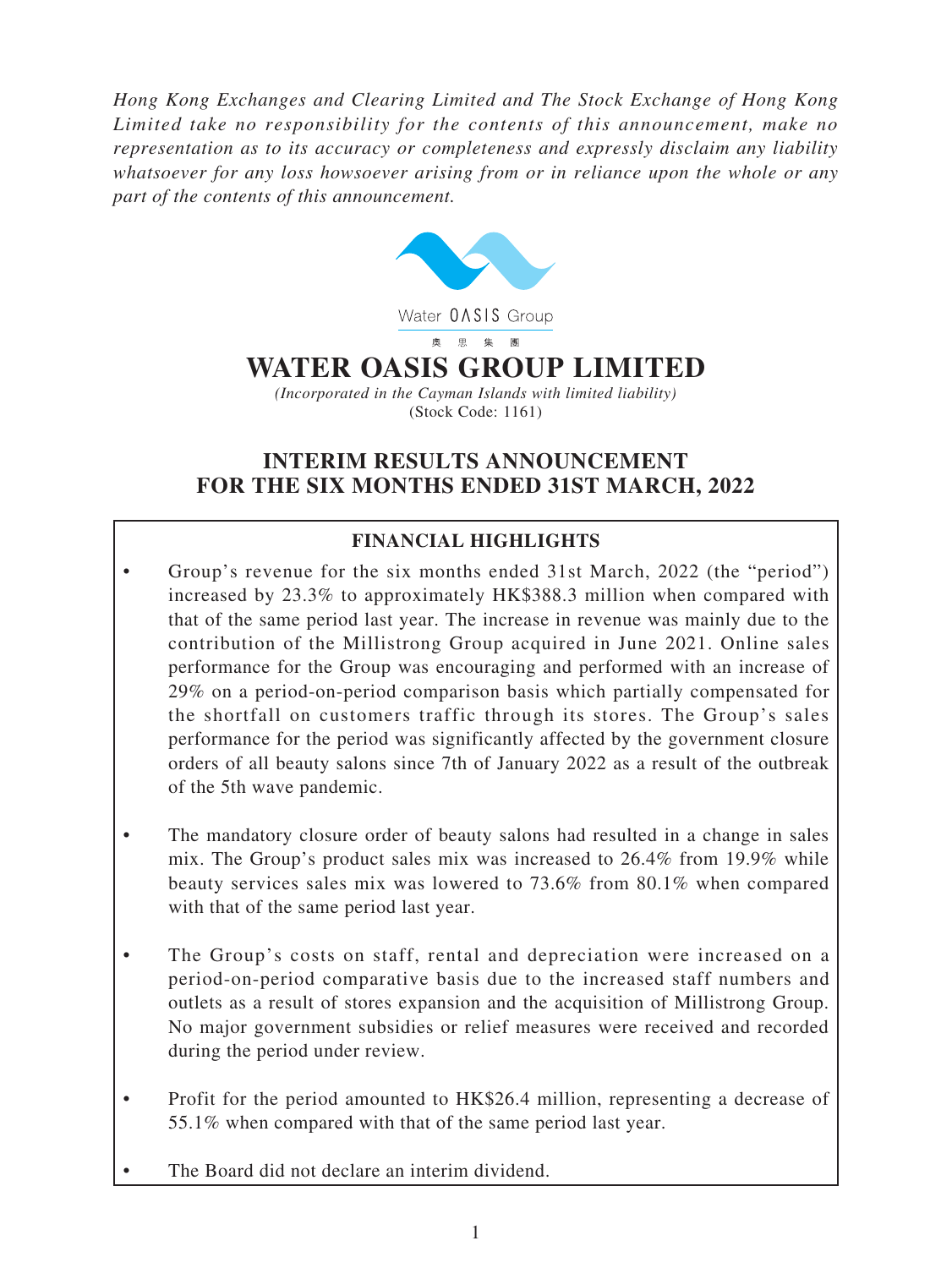*Hong Kong Exchanges and Clearing Limited and The Stock Exchange of Hong Kong Limited take no responsibility for the contents of this announcement, make no representation as to its accuracy or completeness and expressly disclaim any liability whatsoever for any loss howsoever arising from or in reliance upon the whole or any part of the contents of this announcement.*

Water OASIS Group

奧 思 集 團

# WATER OASIS GROUP LIMITED

*(Incorporated in the Cayman Islands with limited liability)*

(Stock Code: 1161)

## INTERIM RESULTS ANNOUNCEMENT FOR THE SIX MONTHS ENDED 31ST MARCH, 2022

### FINANCIAL HIGHLIGHTS

- Group's revenue for the six months ended 31st March, 2022 (the "period") increased by 23.3% to approximately HK$388.3 million when compared with that of the same period last year. The increase in revenue was mainly due to the contribution of the Millistrong Group acquired in June 2021. Online sales performance for the Group was encouraging and performed with an increase of 29% on a period-on-period comparison basis which partially compensated for the shortfall on customers traffic through its stores. The Group's sales performance for the period was significantly affected by the government closure orders of all beauty salons since 7th of January 2022 as a result of the outbreak of the 5th wave pandemic.

- The mandatory closure order of beauty salons had resulted in a change in sales mix. The Group's product sales mix was increased to 26.4% from 19.9% while beauty services sales mix was lowered to 73.6% from 80.1% when compared with that of the same period last year.

- The Group's costs on staff, rental and depreciation were increased on a period-on-period comparative basis due to the increased staff numbers and outlets as a result of stores expansion and the acquisition of Millistrong Group. No major government subsidies or relief measures were received and recorded during the period under review.

- Profit for the period amounted to HK$26.4 million, representing a decrease of 55.1% when compared with that of the same period last year.

- The Board did not declare an interim dividend.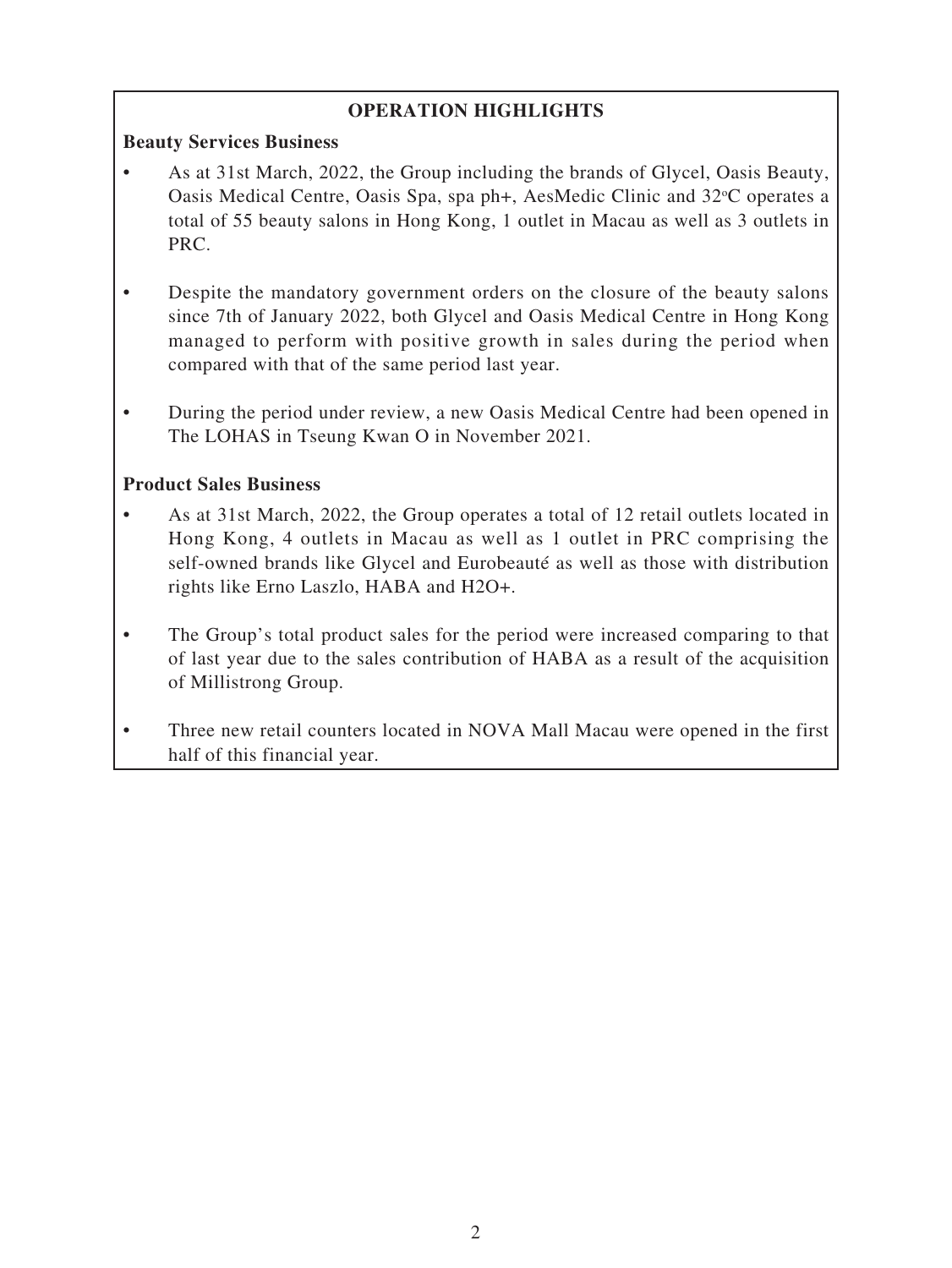## OPERATION HIGHLIGHTS

### Beauty Services Business

- As at 31st March, 2022, the Group including the brands of Glycel, Oasis Beauty, Oasis Medical Centre, Oasis Spa, spa ph+, AesMedic Clinic and 32$^{o}$C operates a total of 55 beauty salons in Hong Kong, 1 outlet in Macau as well as 3 outlets in PRC.
- Despite the mandatory government orders on the closure of the beauty salons since 7th of January 2022, both Glycel and Oasis Medical Centre in Hong Kong managed to perform with positive growth in sales during the period when compared with that of the same period last year.
- During the period under review, a new Oasis Medical Centre had been opened in The LOHAS in Tseung Kwan O in November 2021.

### Product Sales Business

- As at 31st March, 2022, the Group operates a total of 12 retail outlets located in Hong Kong, 4 outlets in Macau as well as 1 outlet in PRC comprising the self-owned brands like Glycel and Eurobeauté as well as those with distribution rights like Erno Laszlo, HABA and H2O+.
- The Group's total product sales for the period were increased comparing to that of last year due to the sales contribution of HABA as a result of the acquisition of Millistrong Group.
- Three new retail counters located in NOVA Mall Macau were opened in the first half of this financial year.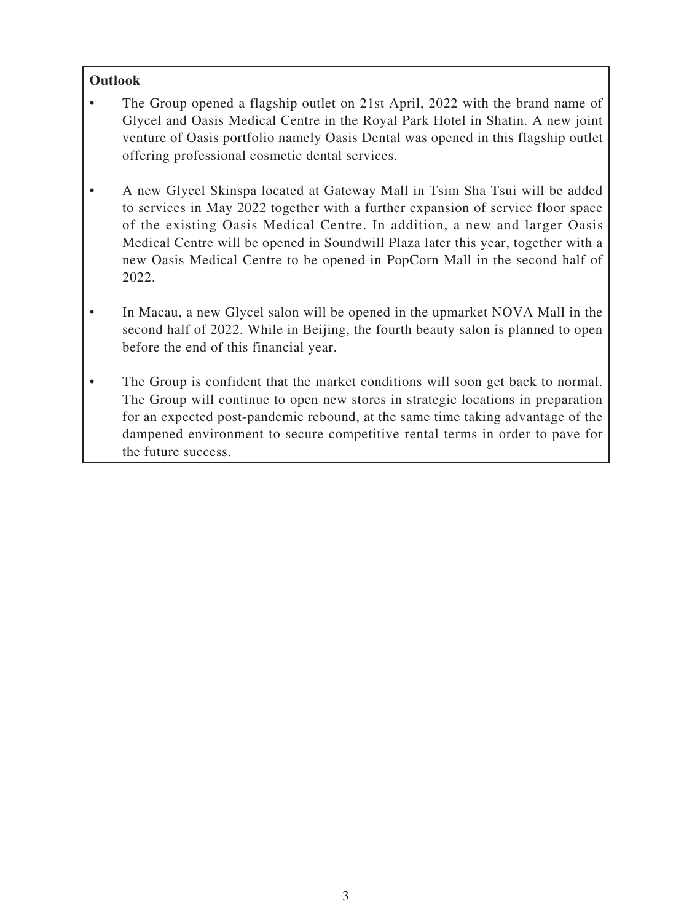**Outlook**

- The Group opened a flagship outlet on 21st April, 2022 with the brand name of Glycel and Oasis Medical Centre in the Royal Park Hotel in Shatin. A new joint venture of Oasis portfolio namely Oasis Dental was opened in this flagship outlet offering professional cosmetic dental services.

- A new Glycel Skinspa located at Gateway Mall in Tsim Sha Tsui will be added to services in May 2022 together with a further expansion of service floor space of the existing Oasis Medical Centre. In addition, a new and larger Oasis Medical Centre will be opened in Soundwill Plaza later this year, together with a new Oasis Medical Centre to be opened in PopCorn Mall in the second half of 2022.

- In Macau, a new Glycel salon will be opened in the upmarket NOVA Mall in the second half of 2022. While in Beijing, the fourth beauty salon is planned to open before the end of this financial year.

- The Group is confident that the market conditions will soon get back to normal. The Group will continue to open new stores in strategic locations in preparation for an expected post-pandemic rebound, at the same time taking advantage of the dampened environment to secure competitive rental terms in order to pave for the future success.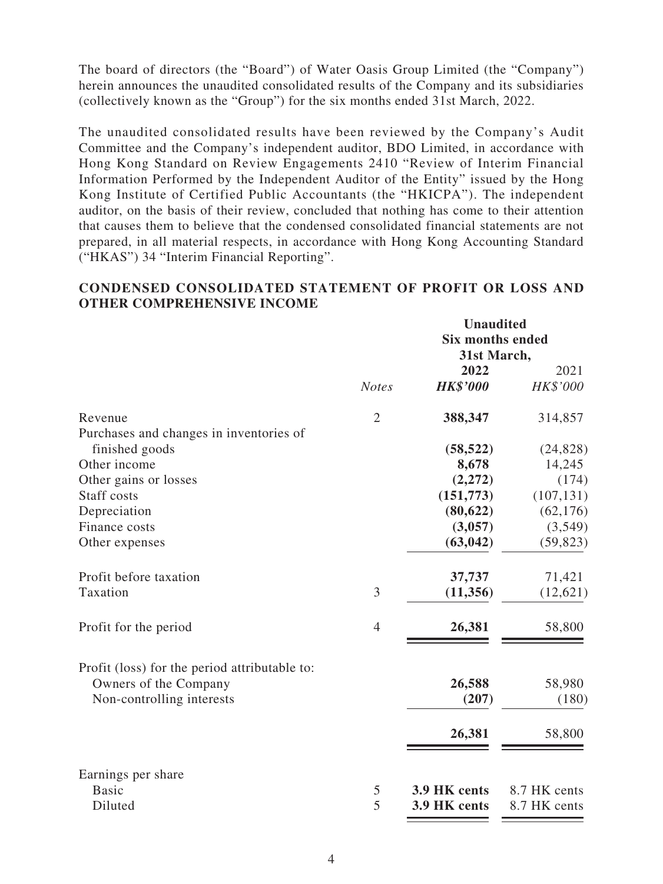The board of directors (the "Board") of Water Oasis Group Limited (the "Company") herein announces the unaudited consolidated results of the Company and its subsidiaries (collectively known as the "Group") for the six months ended 31st March, 2022.

The unaudited consolidated results have been reviewed by the Company's Audit Committee and the Company's independent auditor, BDO Limited, in accordance with Hong Kong Standard on Review Engagements 2410 "Review of Interim Financial Information Performed by the Independent Auditor of the Entity" issued by the Hong Kong Institute of Certified Public Accountants (the "HKICPA"). The independent auditor, on the basis of their review, concluded that nothing has come to their attention that causes them to believe that the condensed consolidated financial statements are not prepared, in all material respects, in accordance with Hong Kong Accounting Standard ("HKAS") 34 "Interim Financial Reporting".

## CONDENSED CONSOLIDATED STATEMENT OF PROFIT OR LOSS AND OTHER COMPREHENSIVE INCOME

| | | Unaudited Six months ended 31st March, | |
|---|---|---|---|
| | | **2022** | 2021 |
| | *Notes* | ***HK$'000*** | *HK$'000* |
| Revenue | 2 | **388,347** | 314,857 |
| Purchases and changes in inventories of finished goods | | **(58,522)** | (24,828) |
| Other income | | **8,678** | 14,245 |
| Other gains or losses | | **(2,272)** | (174) |
| Staff costs | | **(151,773)** | (107,131) |
| Depreciation | | **(80,622)** | (62,176) |
| Finance costs | | **(3,057)** | (3,549) |
| Other expenses | | **(63,042)** | (59,823) |
| Profit before taxation | | **37,737** | 71,421 |
| Taxation | 3 | **(11,356)** | (12,621) |
| Profit for the period | 4 | **26,381** | 58,800 |
| Profit (loss) for the period attributable to: | | | |
| Owners of the Company | | **26,588** | 58,980 |
| Non-controlling interests | | **(207)** | (180) |
| | | **26,381** | 58,800 |
| Earnings per share | | | |
| Basic | 5 | **3.9 HK cents** | 8.7 HK cents |
| Diluted | 5 | **3.9 HK cents** | 8.7 HK cents |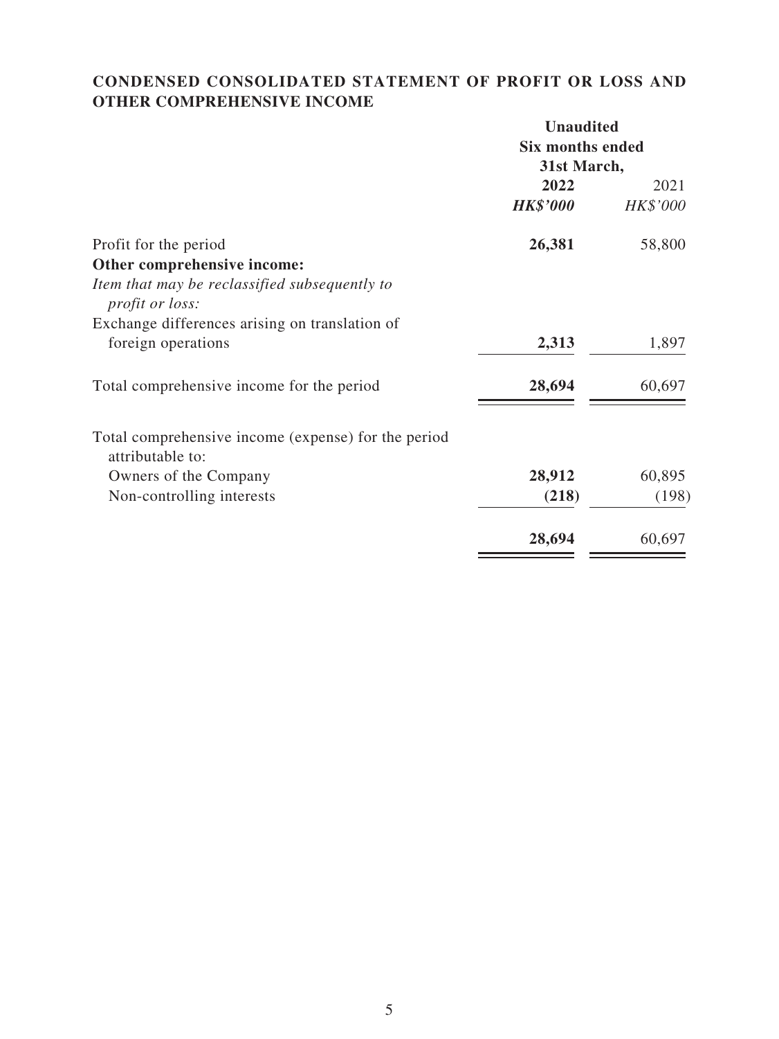## CONDENSED CONSOLIDATED STATEMENT OF PROFIT OR LOSS AND OTHER COMPREHENSIVE INCOME

| | Unaudited Six months ended 31st March, | |
|---|---|---|
| | **2022** | 2021 |
| | ***HK$'000*** | *HK$'000* |
| Profit for the period | **26,381** | 58,800 |
| **Other comprehensive income:** | | |
| *Item that may be reclassified subsequently to profit or loss:* | | |
| Exchange differences arising on translation of foreign operations | **2,313** | 1,897 |
| Total comprehensive income for the period | **28,694** | 60,697 |
| Total comprehensive income (expense) for the period attributable to: | | |
| Owners of the Company | **28,912** | 60,895 |
| Non-controlling interests | **(218)** | (198) |
| | **28,694** | 60,697 |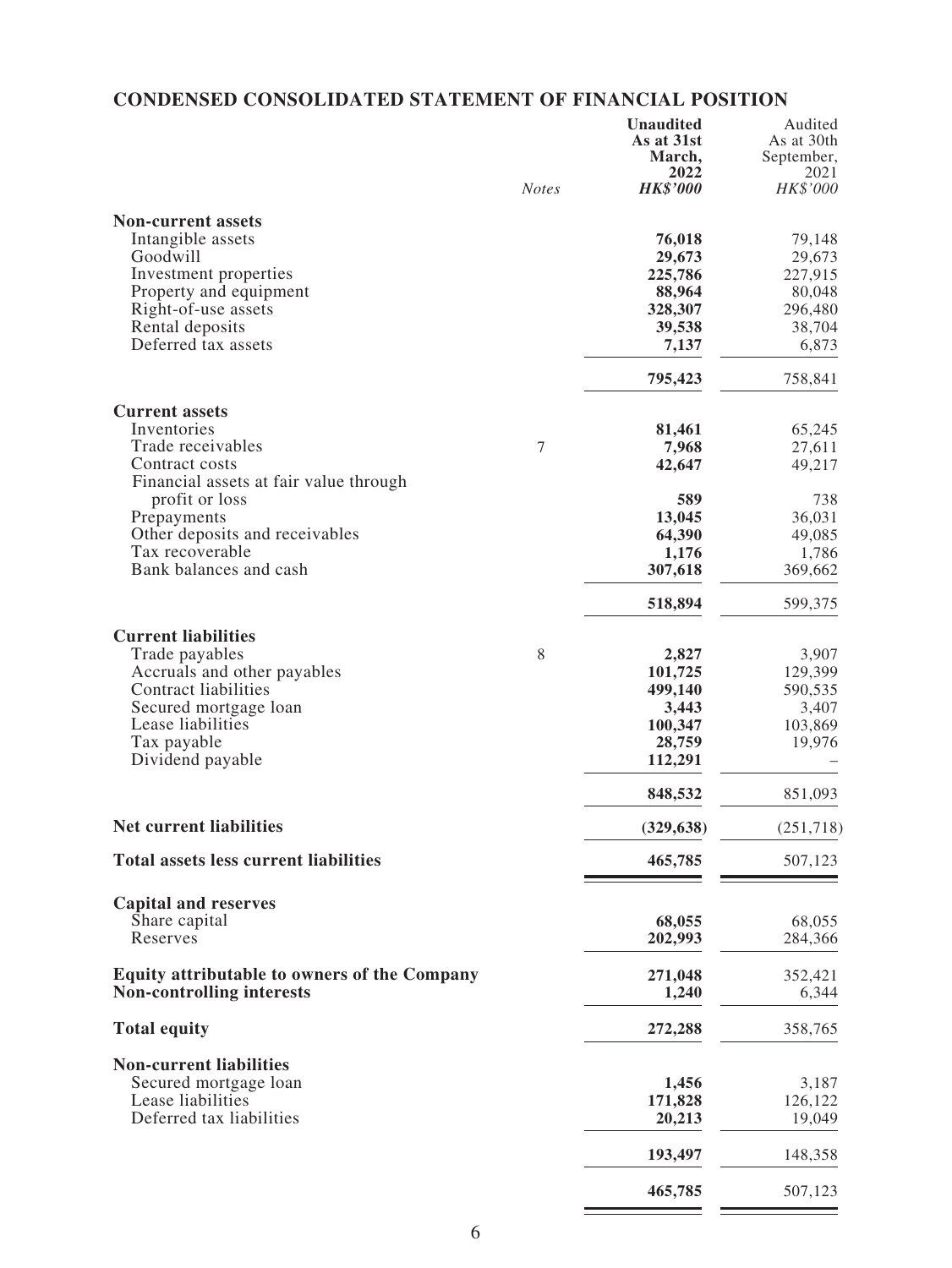## CONDENSED CONSOLIDATED STATEMENT OF FINANCIAL POSITION

| | *Notes* | **Unaudited As at 31st March, 2022** **HK$'000** | Audited As at 30th September, 2021 *HK$'000* |
|---|---|---|---|
| **Non-current assets** | | | |
| Intangible assets | | **76,018** | 79,148 |
| Goodwill | | **29,673** | 29,673 |
| Investment properties | | **225,786** | 227,915 |
| Property and equipment | | **88,964** | 80,048 |
| Right-of-use assets | | **328,307** | 296,480 |
| Rental deposits | | **39,538** | 38,704 |
| Deferred tax assets | | **7,137** | 6,873 |
| | | **795,423** | 758,841 |
| **Current assets** | | | |
| Inventories | | **81,461** | 65,245 |
| Trade receivables | 7 | **7,968** | 27,611 |
| Contract costs | | **42,647** | 49,217 |
| Financial assets at fair value through profit or loss | | **589** | 738 |
| Prepayments | | **13,045** | 36,031 |
| Other deposits and receivables | | **64,390** | 49,085 |
| Tax recoverable | | **1,176** | 1,786 |
| Bank balances and cash | | **307,618** | 369,662 |
| | | **518,894** | 599,375 |
| **Current liabilities** | | | |
| Trade payables | 8 | **2,827** | 3,907 |
| Accruals and other payables | | **101,725** | 129,399 |
| Contract liabilities | | **499,140** | 590,535 |
| Secured mortgage loan | | **3,443** | 3,407 |
| Lease liabilities | | **100,347** | 103,869 |
| Tax payable | | **28,759** | 19,976 |
| Dividend payable | | **112,291** | – |
| | | **848,532** | 851,093 |
| **Net current liabilities** | | **(329,638)** | (251,718) |
| **Total assets less current liabilities** | | **465,785** | 507,123 |
| **Capital and reserves** | | | |
| Share capital | | **68,055** | 68,055 |
| Reserves | | **202,993** | 284,366 |
| **Equity attributable to owners of the Company** | | **271,048** | 352,421 |
| **Non-controlling interests** | | **1,240** | 6,344 |
| **Total equity** | | **272,288** | 358,765 |
| **Non-current liabilities** | | | |
| Secured mortgage loan | | **1,456** | 3,187 |
| Lease liabilities | | **171,828** | 126,122 |
| Deferred tax liabilities | | **20,213** | 19,049 |
| | | **193,497** | 148,358 |
| | | **465,785** | 507,123 |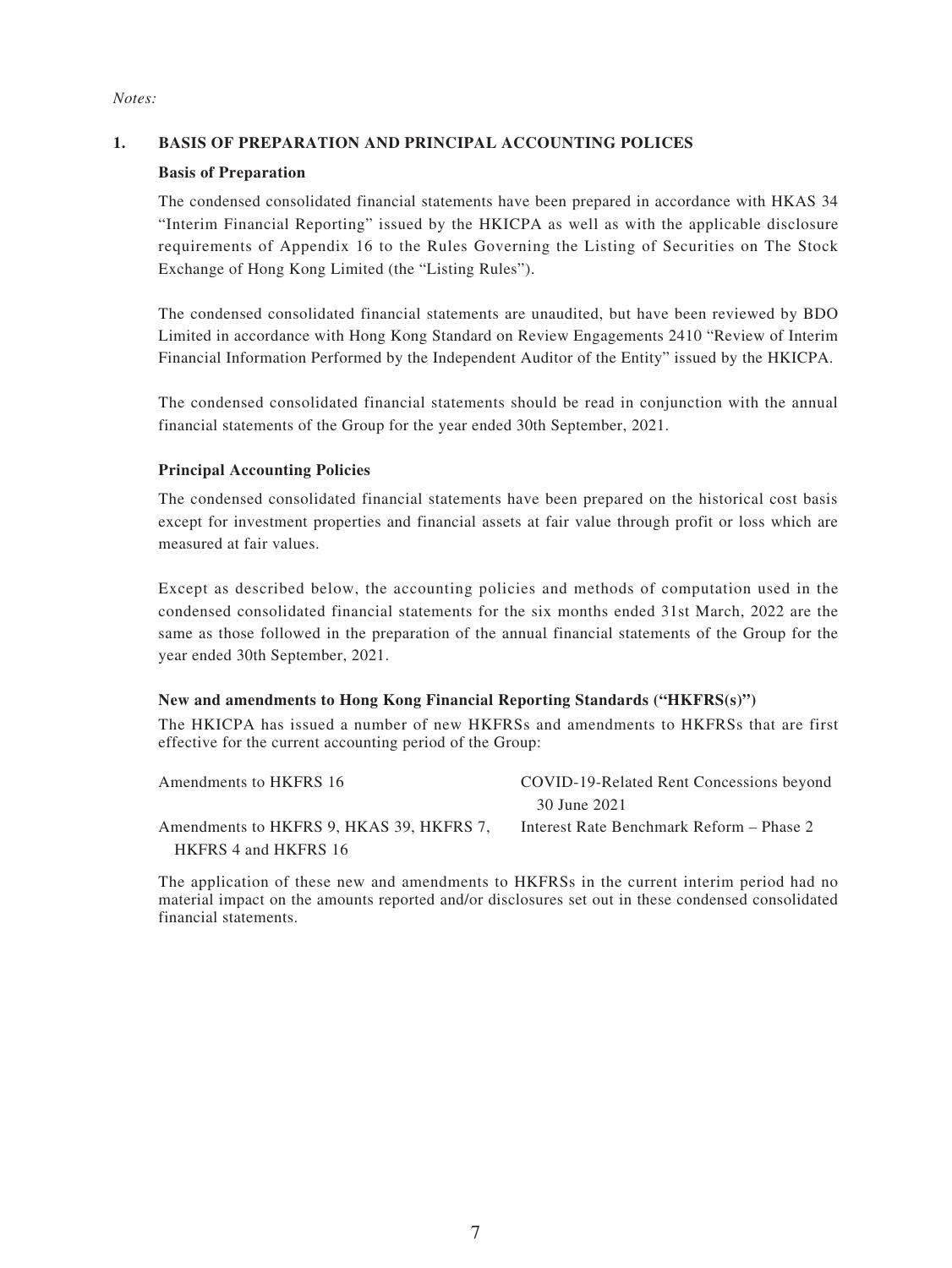*Notes:*

## 1. BASIS OF PREPARATION AND PRINCIPAL ACCOUNTING POLICES

### Basis of Preparation

The condensed consolidated financial statements have been prepared in accordance with HKAS 34 "Interim Financial Reporting" issued by the HKICPA as well as with the applicable disclosure requirements of Appendix 16 to the Rules Governing the Listing of Securities on The Stock Exchange of Hong Kong Limited (the "Listing Rules").

The condensed consolidated financial statements are unaudited, but have been reviewed by BDO Limited in accordance with Hong Kong Standard on Review Engagements 2410 "Review of Interim Financial Information Performed by the Independent Auditor of the Entity" issued by the HKICPA.

The condensed consolidated financial statements should be read in conjunction with the annual financial statements of the Group for the year ended 30th September, 2021.

### Principal Accounting Policies

The condensed consolidated financial statements have been prepared on the historical cost basis except for investment properties and financial assets at fair value through profit or loss which are measured at fair values.

Except as described below, the accounting policies and methods of computation used in the condensed consolidated financial statements for the six months ended 31st March, 2022 are the same as those followed in the preparation of the annual financial statements of the Group for the year ended 30th September, 2021.

### New and amendments to Hong Kong Financial Reporting Standards ("HKFRS(s)")

The HKICPA has issued a number of new HKFRSs and amendments to HKFRSs that are first effective for the current accounting period of the Group:

| | |
|---|---|
| Amendments to HKFRS 16 | COVID-19-Related Rent Concessions beyond 30 June 2021 |
| Amendments to HKFRS 9, HKAS 39, HKFRS 7, HKFRS 4 and HKFRS 16 | Interest Rate Benchmark Reform – Phase 2 |

The application of these new and amendments to HKFRSs in the current interim period had no material impact on the amounts reported and/or disclosures set out in these condensed consolidated financial statements.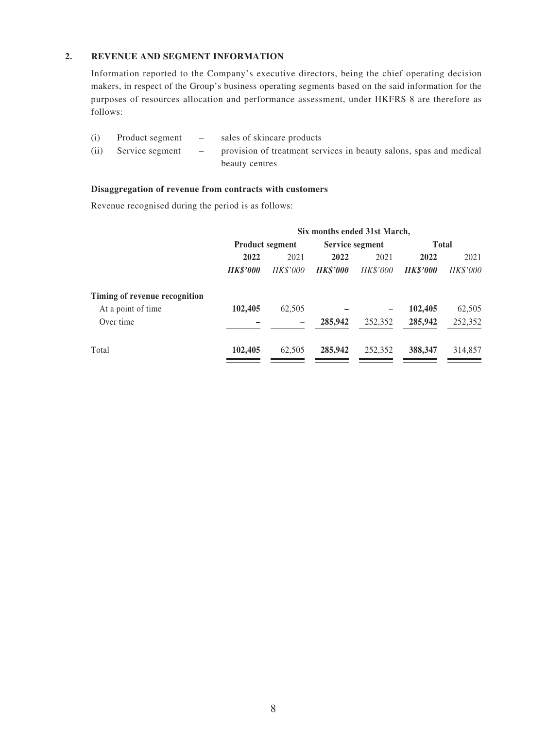## 2. REVENUE AND SEGMENT INFORMATION

Information reported to the Company's executive directors, being the chief operating decision makers, in respect of the Group's business operating segments based on the said information for the purposes of resources allocation and performance assessment, under HKFRS 8 are therefore as follows:

(i) Product segment – sales of skincare products

(ii) Service segment – provision of treatment services in beauty salons, spas and medical beauty centres

**Disaggregation of revenue from contracts with customers**

Revenue recognised during the period is as follows:

| | Six months ended 31st March, | | | | | |
|---|---|---|---|---|---|---|
| | Product segment | | Service segment | | Total | |
| | **2022** | 2021 | **2022** | 2021 | **2022** | 2021 |
| | ***HK$'000*** | *HK$'000* | ***HK$'000*** | *HK$'000* | ***HK$'000*** | *HK$'000* |
| **Timing of revenue recognition** | | | | | | |
| At a point of time | **102,405** | 62,505 | **–** | – | **102,405** | 62,505 |
| Over time | **–** | – | **285,942** | 252,352 | **285,942** | 252,352 |
| Total | **102,405** | 62,505 | **285,942** | 252,352 | **388,347** | 314,857 |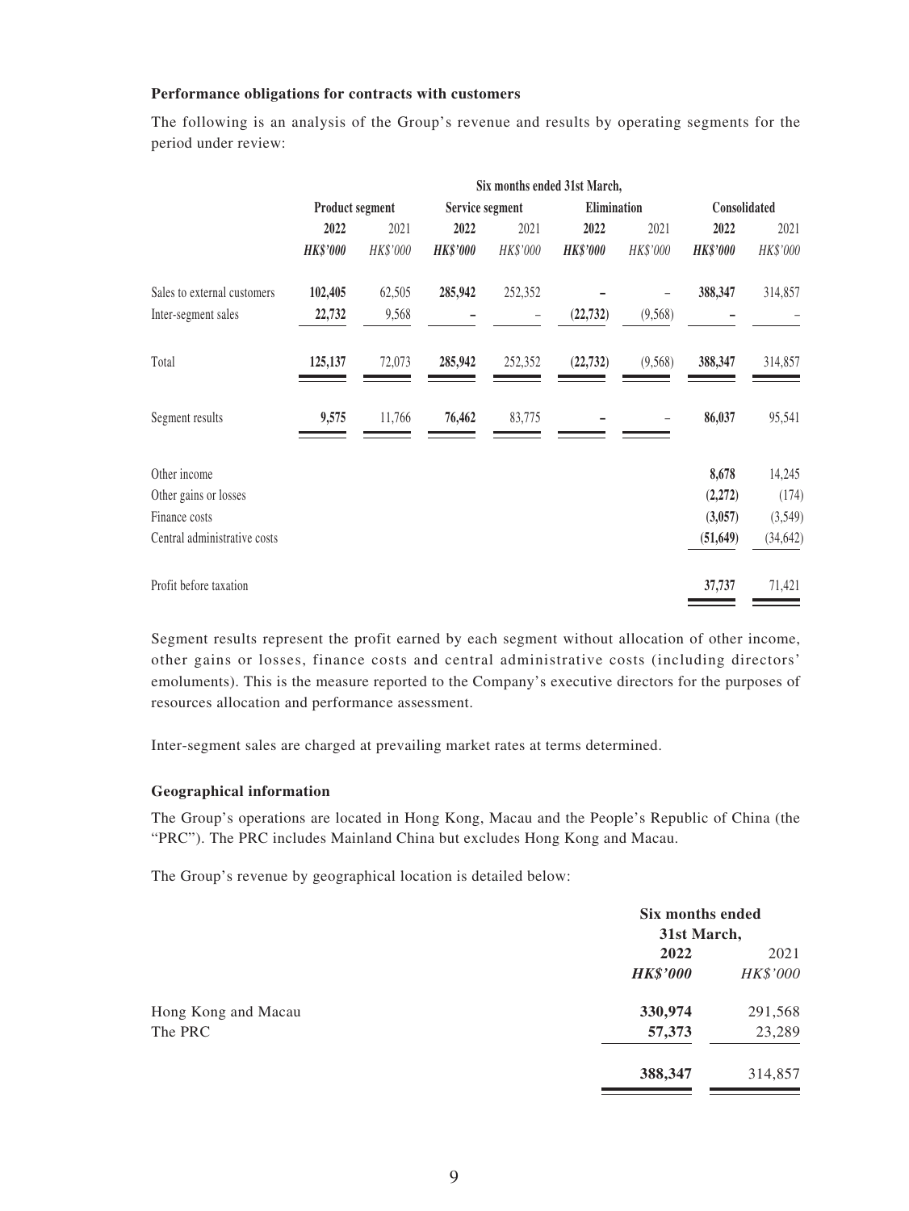**Performance obligations for contracts with customers**

The following is an analysis of the Group's revenue and results by operating segments for the period under review:

| | Six months ended 31st March, | | | | | | | |
|---|---|---|---|---|---|---|---|---|
| | Product segment | | Service segment | | Elimination | | Consolidated | |
| | **2022** | 2021 | **2022** | 2021 | **2022** | 2021 | **2022** | 2021 |
| | ***HK$'000*** | *HK$'000* | ***HK$'000*** | *HK$'000* | ***HK$'000*** | *HK$'000* | ***HK$'000*** | *HK$'000* |
| Sales to external customers | **102,405** | 62,505 | **285,942** | 252,352 | **–** | – | **388,347** | 314,857 |
| Inter-segment sales | **22,732** | 9,568 | **–** | – | **(22,732)** | (9,568) | **–** | – |
| Total | **125,137** | 72,073 | **285,942** | 252,352 | **(22,732)** | (9,568) | **388,347** | 314,857 |
| Segment results | **9,575** | 11,766 | **76,462** | 83,775 | **–** | – | **86,037** | 95,541 |
| Other income | | | | | | | **8,678** | 14,245 |
| Other gains or losses | | | | | | | **(2,272)** | (174) |
| Finance costs | | | | | | | **(3,057)** | (3,549) |
| Central administrative costs | | | | | | | **(51,649)** | (34,642) |
| Profit before taxation | | | | | | | **37,737** | 71,421 |

Segment results represent the profit earned by each segment without allocation of other income, other gains or losses, finance costs and central administrative costs (including directors' emoluments). This is the measure reported to the Company's executive directors for the purposes of resources allocation and performance assessment.

Inter-segment sales are charged at prevailing market rates at terms determined.

**Geographical information**

The Group's operations are located in Hong Kong, Macau and the People's Republic of China (the "PRC"). The PRC includes Mainland China but excludes Hong Kong and Macau.

The Group's revenue by geographical location is detailed below:

| | Six months ended 31st March, | |
|---|---|---|
| | **2022** | 2021 |
| | ***HK$'000*** | *HK$'000* |
| Hong Kong and Macau | **330,974** | 291,568 |
| The PRC | **57,373** | 23,289 |
| | **388,347** | 314,857 |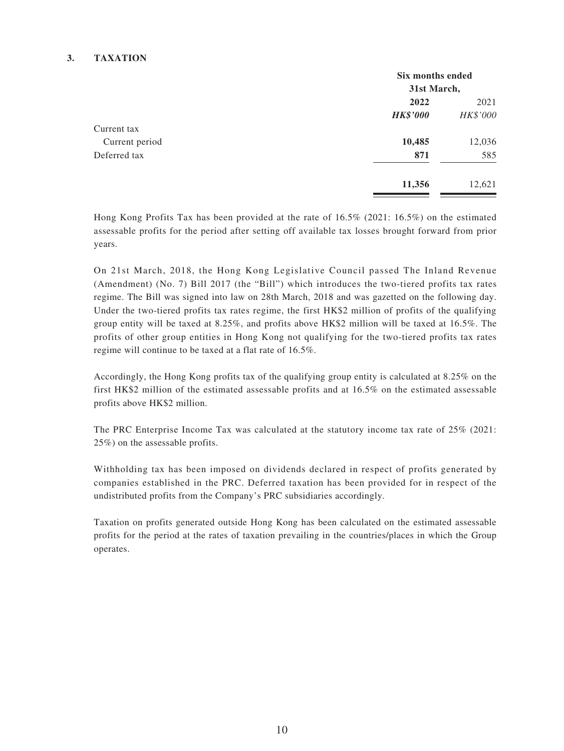### 3. TAXATION

| | Six months ended 31st March, | |
|---|---|---|
| | **2022** | 2021 |
| | ***HK$'000*** | *HK$'000* |
| Current tax | | |
| Current period | **10,485** | 12,036 |
| Deferred tax | **871** | 585 |
| | **11,356** | 12,621 |

Hong Kong Profits Tax has been provided at the rate of 16.5% (2021: 16.5%) on the estimated assessable profits for the period after setting off available tax losses brought forward from prior years.

On 21st March, 2018, the Hong Kong Legislative Council passed The Inland Revenue (Amendment) (No. 7) Bill 2017 (the "Bill") which introduces the two-tiered profits tax rates regime. The Bill was signed into law on 28th March, 2018 and was gazetted on the following day. Under the two-tiered profits tax rates regime, the first HK$2 million of profits of the qualifying group entity will be taxed at 8.25%, and profits above HK$2 million will be taxed at 16.5%. The profits of other group entities in Hong Kong not qualifying for the two-tiered profits tax rates regime will continue to be taxed at a flat rate of 16.5%.

Accordingly, the Hong Kong profits tax of the qualifying group entity is calculated at 8.25% on the first HK$2 million of the estimated assessable profits and at 16.5% on the estimated assessable profits above HK$2 million.

The PRC Enterprise Income Tax was calculated at the statutory income tax rate of 25% (2021: 25%) on the assessable profits.

Withholding tax has been imposed on dividends declared in respect of profits generated by companies established in the PRC. Deferred taxation has been provided for in respect of the undistributed profits from the Company's PRC subsidiaries accordingly.

Taxation on profits generated outside Hong Kong has been calculated on the estimated assessable profits for the period at the rates of taxation prevailing in the countries/places in which the Group operates.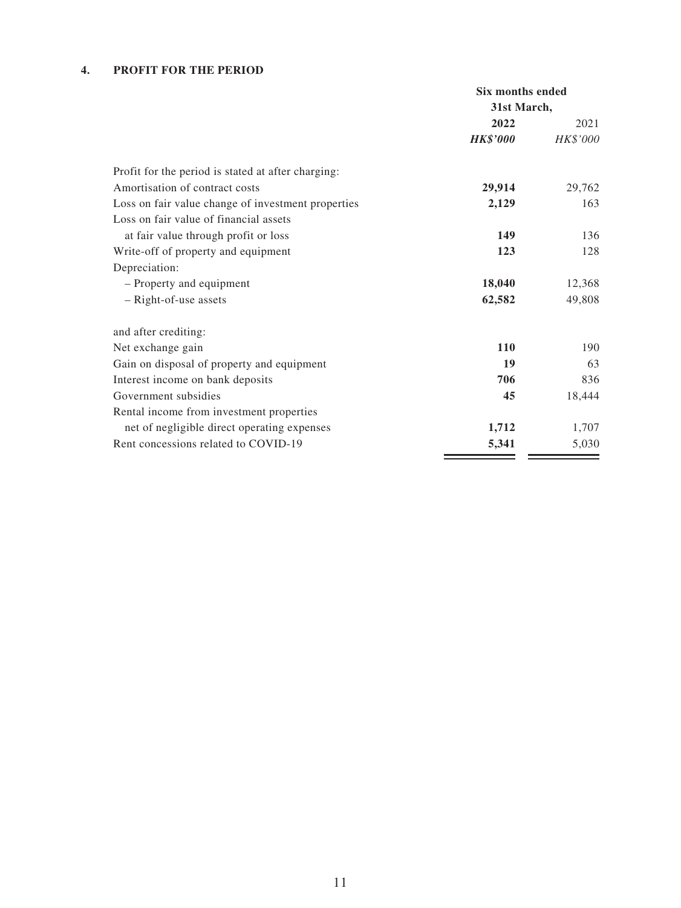## 4. PROFIT FOR THE PERIOD

| | Six months ended 31st March, | |
|---|---|---|
| | **2022** | 2021 |
| | ***HK$'000*** | *HK$'000* |
| Profit for the period is stated at after charging: | | |
| Amortisation of contract costs | **29,914** | 29,762 |
| Loss on fair value change of investment properties | **2,129** | 163 |
| Loss on fair value of financial assets at fair value through profit or loss | **149** | 136 |
| Write-off of property and equipment | **123** | 128 |
| Depreciation: | | |
| – Property and equipment | **18,040** | 12,368 |
| – Right-of-use assets | **62,582** | 49,808 |
| and after crediting: | | |
| Net exchange gain | **110** | 190 |
| Gain on disposal of property and equipment | **19** | 63 |
| Interest income on bank deposits | **706** | 836 |
| Government subsidies | **45** | 18,444 |
| Rental income from investment properties net of negligible direct operating expenses | **1,712** | 1,707 |
| Rent concessions related to COVID-19 | **5,341** | 5,030 |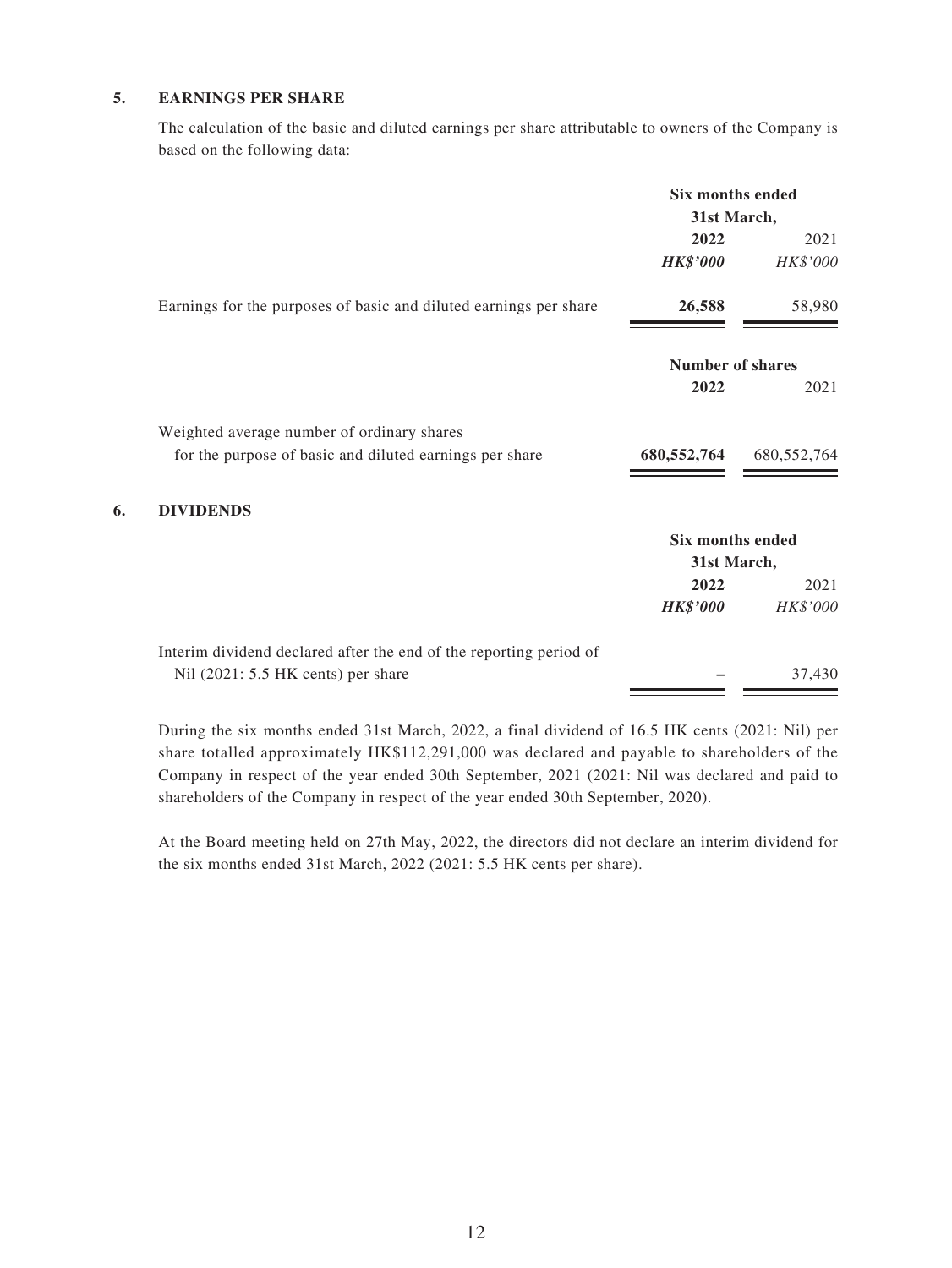## 5. EARNINGS PER SHARE

The calculation of the basic and diluted earnings per share attributable to owners of the Company is based on the following data:

| | Six months ended 31st March, | |
|---|---|---|
| | **2022** | 2021 |
| | ***HK$'000*** | *HK$'000* |
| Earnings for the purposes of basic and diluted earnings per share | **26,588** | 58,980 |

| | Number of shares | |
|---|---|---|
| | **2022** | 2021 |
| Weighted average number of ordinary shares for the purpose of basic and diluted earnings per share | **680,552,764** | 680,552,764 |

## 6. DIVIDENDS

| | Six months ended 31st March, | |
|---|---|---|
| | **2022** | 2021 |
| | ***HK$'000*** | *HK$'000* |
| Interim dividend declared after the end of the reporting period of Nil (2021: 5.5 HK cents) per share | **–** | 37,430 |

During the six months ended 31st March, 2022, a final dividend of 16.5 HK cents (2021: Nil) per share totalled approximately HK$112,291,000 was declared and payable to shareholders of the Company in respect of the year ended 30th September, 2021 (2021: Nil was declared and paid to shareholders of the Company in respect of the year ended 30th September, 2020).

At the Board meeting held on 27th May, 2022, the directors did not declare an interim dividend for the six months ended 31st March, 2022 (2021: 5.5 HK cents per share).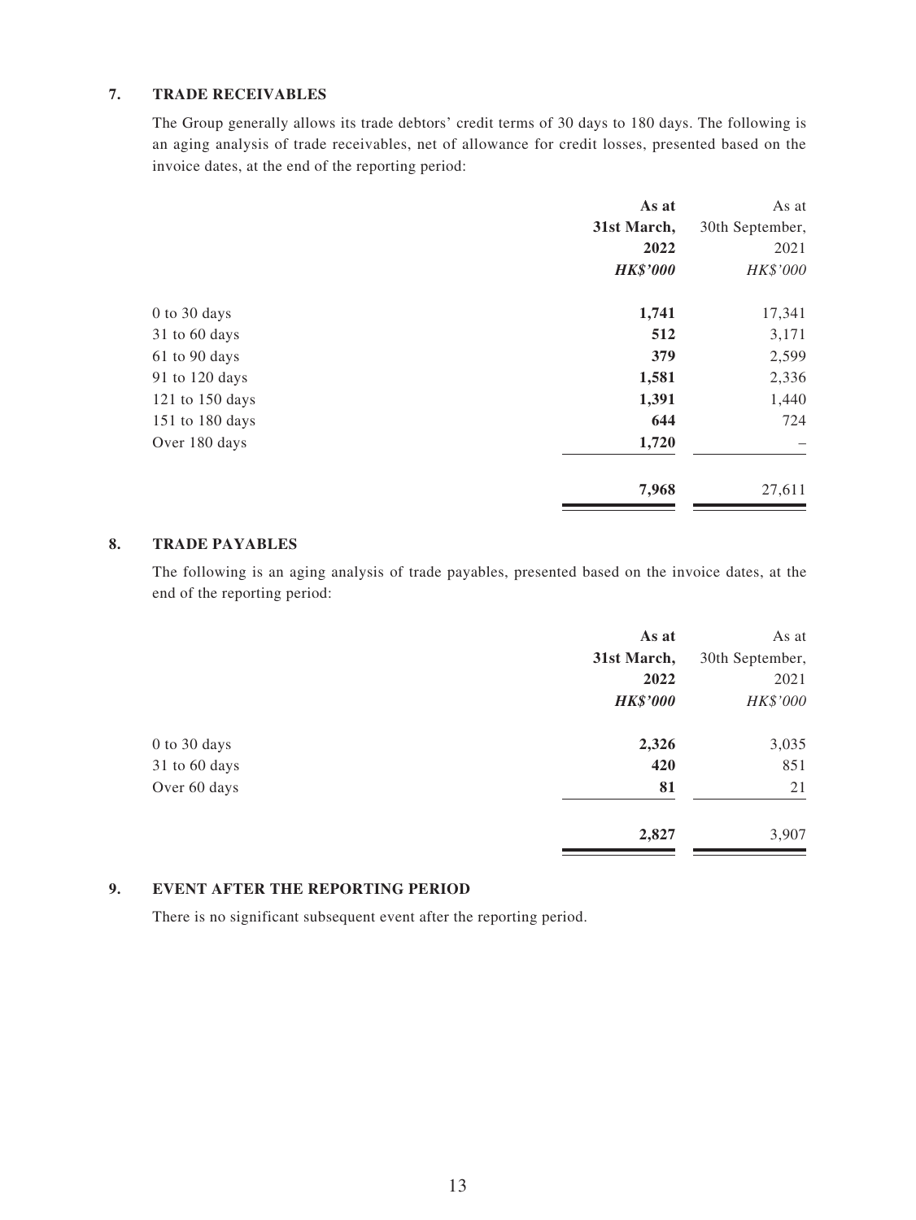## 7. TRADE RECEIVABLES

The Group generally allows its trade debtors' credit terms of 30 days to 180 days. The following is an aging analysis of trade receivables, net of allowance for credit losses, presented based on the invoice dates, at the end of the reporting period:

| | **As at 31st March, 2022** | As at 30th September, 2021 |
|---|---|---|
| | ***HK$'000*** | *HK$'000* |
| 0 to 30 days | **1,741** | 17,341 |
| 31 to 60 days | **512** | 3,171 |
| 61 to 90 days | **379** | 2,599 |
| 91 to 120 days | **1,581** | 2,336 |
| 121 to 150 days | **1,391** | 1,440 |
| 151 to 180 days | **644** | 724 |
| Over 180 days | **1,720** | – |
| | **7,968** | 27,611 |

## 8. TRADE PAYABLES

The following is an aging analysis of trade payables, presented based on the invoice dates, at the end of the reporting period:

| | **As at 31st March, 2022** | As at 30th September, 2021 |
|---|---|---|
| | ***HK$'000*** | *HK$'000* |
| 0 to 30 days | **2,326** | 3,035 |
| 31 to 60 days | **420** | 851 |
| Over 60 days | **81** | 21 |
| | **2,827** | 3,907 |

## 9. EVENT AFTER THE REPORTING PERIOD

There is no significant subsequent event after the reporting period.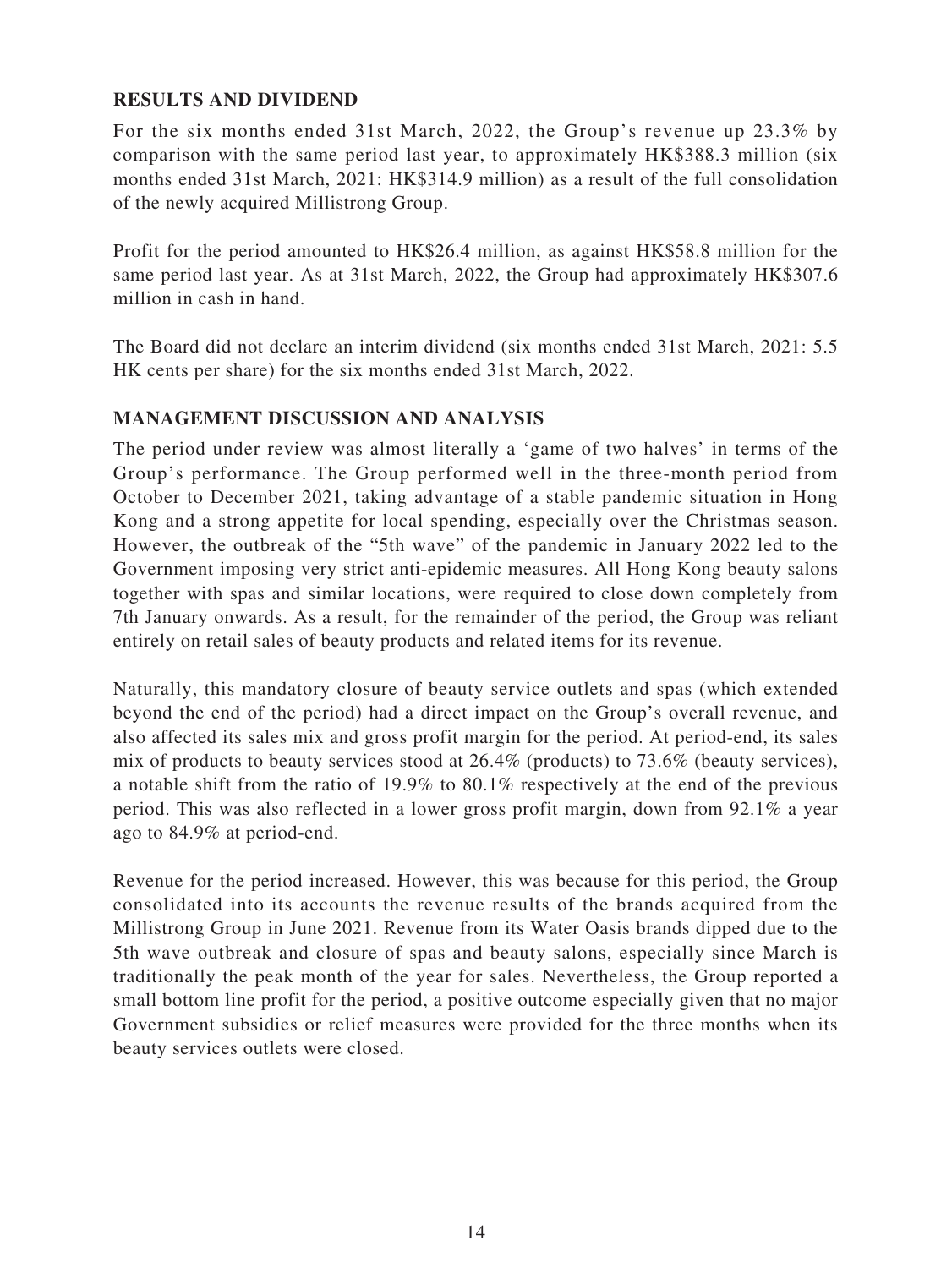## RESULTS AND DIVIDEND

For the six months ended 31st March, 2022, the Group's revenue up 23.3% by comparison with the same period last year, to approximately HK$388.3 million (six months ended 31st March, 2021: HK$314.9 million) as a result of the full consolidation of the newly acquired Millistrong Group.

Profit for the period amounted to HK$26.4 million, as against HK$58.8 million for the same period last year. As at 31st March, 2022, the Group had approximately HK$307.6 million in cash in hand.

The Board did not declare an interim dividend (six months ended 31st March, 2021: 5.5 HK cents per share) for the six months ended 31st March, 2022.

## MANAGEMENT DISCUSSION AND ANALYSIS

The period under review was almost literally a 'game of two halves' in terms of the Group's performance. The Group performed well in the three-month period from October to December 2021, taking advantage of a stable pandemic situation in Hong Kong and a strong appetite for local spending, especially over the Christmas season. However, the outbreak of the "5th wave" of the pandemic in January 2022 led to the Government imposing very strict anti-epidemic measures. All Hong Kong beauty salons together with spas and similar locations, were required to close down completely from 7th January onwards. As a result, for the remainder of the period, the Group was reliant entirely on retail sales of beauty products and related items for its revenue.

Naturally, this mandatory closure of beauty service outlets and spas (which extended beyond the end of the period) had a direct impact on the Group's overall revenue, and also affected its sales mix and gross profit margin for the period. At period-end, its sales mix of products to beauty services stood at 26.4% (products) to 73.6% (beauty services), a notable shift from the ratio of 19.9% to 80.1% respectively at the end of the previous period. This was also reflected in a lower gross profit margin, down from 92.1% a year ago to 84.9% at period-end.

Revenue for the period increased. However, this was because for this period, the Group consolidated into its accounts the revenue results of the brands acquired from the Millistrong Group in June 2021. Revenue from its Water Oasis brands dipped due to the 5th wave outbreak and closure of spas and beauty salons, especially since March is traditionally the peak month of the year for sales. Nevertheless, the Group reported a small bottom line profit for the period, a positive outcome especially given that no major Government subsidies or relief measures were provided for the three months when its beauty services outlets were closed.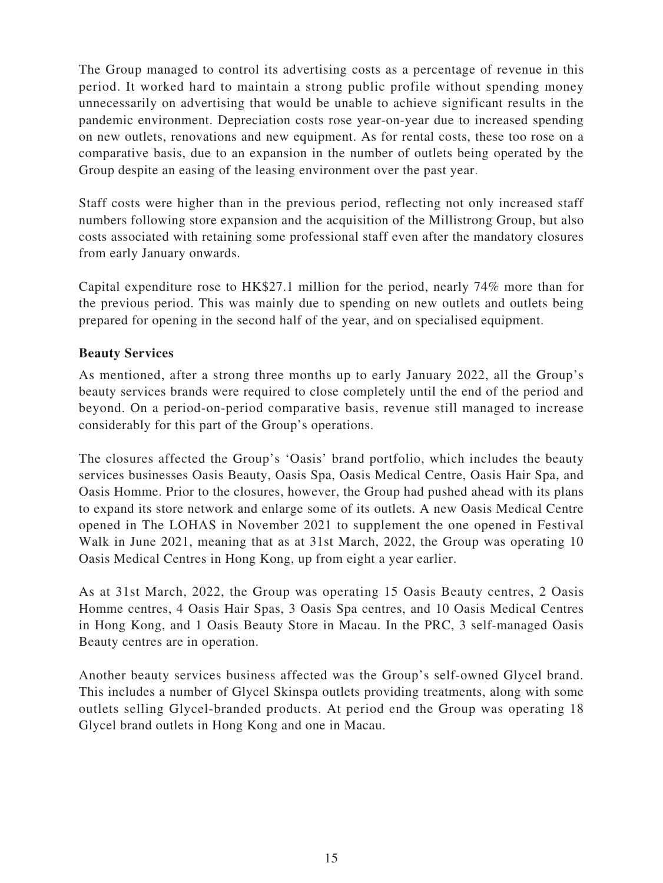The Group managed to control its advertising costs as a percentage of revenue in this period. It worked hard to maintain a strong public profile without spending money unnecessarily on advertising that would be unable to achieve significant results in the pandemic environment. Depreciation costs rose year-on-year due to increased spending on new outlets, renovations and new equipment. As for rental costs, these too rose on a comparative basis, due to an expansion in the number of outlets being operated by the Group despite an easing of the leasing environment over the past year.

Staff costs were higher than in the previous period, reflecting not only increased staff numbers following store expansion and the acquisition of the Millistrong Group, but also costs associated with retaining some professional staff even after the mandatory closures from early January onwards.

Capital expenditure rose to HK$27.1 million for the period, nearly 74% more than for the previous period. This was mainly due to spending on new outlets and outlets being prepared for opening in the second half of the year, and on specialised equipment.

**Beauty Services**

As mentioned, after a strong three months up to early January 2022, all the Group's beauty services brands were required to close completely until the end of the period and beyond. On a period-on-period comparative basis, revenue still managed to increase considerably for this part of the Group's operations.

The closures affected the Group's 'Oasis' brand portfolio, which includes the beauty services businesses Oasis Beauty, Oasis Spa, Oasis Medical Centre, Oasis Hair Spa, and Oasis Homme. Prior to the closures, however, the Group had pushed ahead with its plans to expand its store network and enlarge some of its outlets. A new Oasis Medical Centre opened in The LOHAS in November 2021 to supplement the one opened in Festival Walk in June 2021, meaning that as at 31st March, 2022, the Group was operating 10 Oasis Medical Centres in Hong Kong, up from eight a year earlier.

As at 31st March, 2022, the Group was operating 15 Oasis Beauty centres, 2 Oasis Homme centres, 4 Oasis Hair Spas, 3 Oasis Spa centres, and 10 Oasis Medical Centres in Hong Kong, and 1 Oasis Beauty Store in Macau. In the PRC, 3 self-managed Oasis Beauty centres are in operation.

Another beauty services business affected was the Group's self-owned Glycel brand. This includes a number of Glycel Skinspa outlets providing treatments, along with some outlets selling Glycel-branded products. At period end the Group was operating 18 Glycel brand outlets in Hong Kong and one in Macau.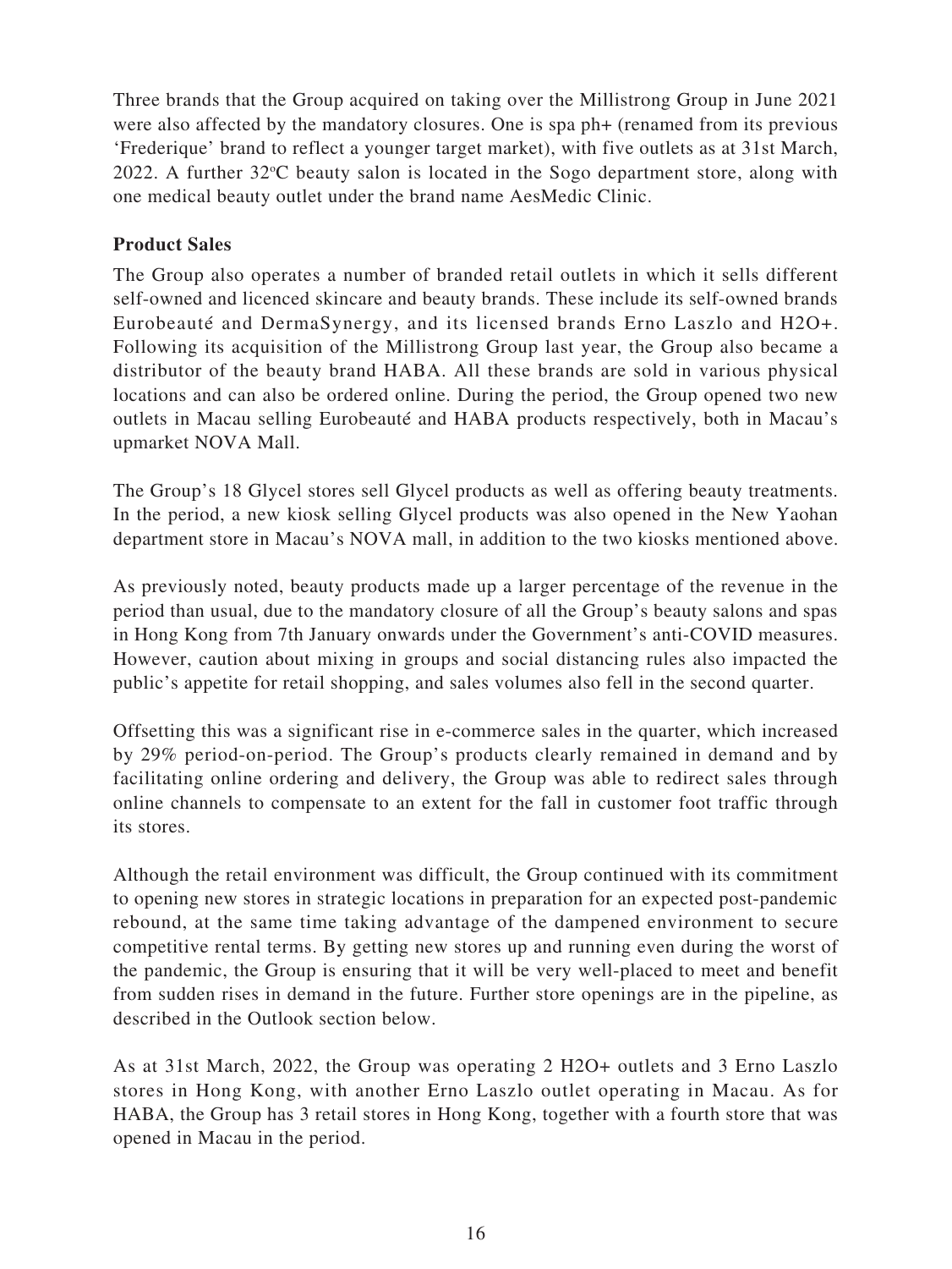Three brands that the Group acquired on taking over the Millistrong Group in June 2021 were also affected by the mandatory closures. One is spa ph+ (renamed from its previous 'Frederique' brand to reflect a younger target market), with five outlets as at 31st March, 2022. A further 32ºC beauty salon is located in the Sogo department store, along with one medical beauty outlet under the brand name AesMedic Clinic.

**Product Sales**

The Group also operates a number of branded retail outlets in which it sells different self-owned and licenced skincare and beauty brands. These include its self-owned brands Eurobeauté and DermaSynergy, and its licensed brands Erno Laszlo and H2O+. Following its acquisition of the Millistrong Group last year, the Group also became a distributor of the beauty brand HABA. All these brands are sold in various physical locations and can also be ordered online. During the period, the Group opened two new outlets in Macau selling Eurobeauté and HABA products respectively, both in Macau's upmarket NOVA Mall.

The Group's 18 Glycel stores sell Glycel products as well as offering beauty treatments. In the period, a new kiosk selling Glycel products was also opened in the New Yaohan department store in Macau's NOVA mall, in addition to the two kiosks mentioned above.

As previously noted, beauty products made up a larger percentage of the revenue in the period than usual, due to the mandatory closure of all the Group's beauty salons and spas in Hong Kong from 7th January onwards under the Government's anti-COVID measures. However, caution about mixing in groups and social distancing rules also impacted the public's appetite for retail shopping, and sales volumes also fell in the second quarter.

Offsetting this was a significant rise in e-commerce sales in the quarter, which increased by 29% period-on-period. The Group's products clearly remained in demand and by facilitating online ordering and delivery, the Group was able to redirect sales through online channels to compensate to an extent for the fall in customer foot traffic through its stores.

Although the retail environment was difficult, the Group continued with its commitment to opening new stores in strategic locations in preparation for an expected post-pandemic rebound, at the same time taking advantage of the dampened environment to secure competitive rental terms. By getting new stores up and running even during the worst of the pandemic, the Group is ensuring that it will be very well-placed to meet and benefit from sudden rises in demand in the future. Further store openings are in the pipeline, as described in the Outlook section below.

As at 31st March, 2022, the Group was operating 2 H2O+ outlets and 3 Erno Laszlo stores in Hong Kong, with another Erno Laszlo outlet operating in Macau. As for HABA, the Group has 3 retail stores in Hong Kong, together with a fourth store that was opened in Macau in the period.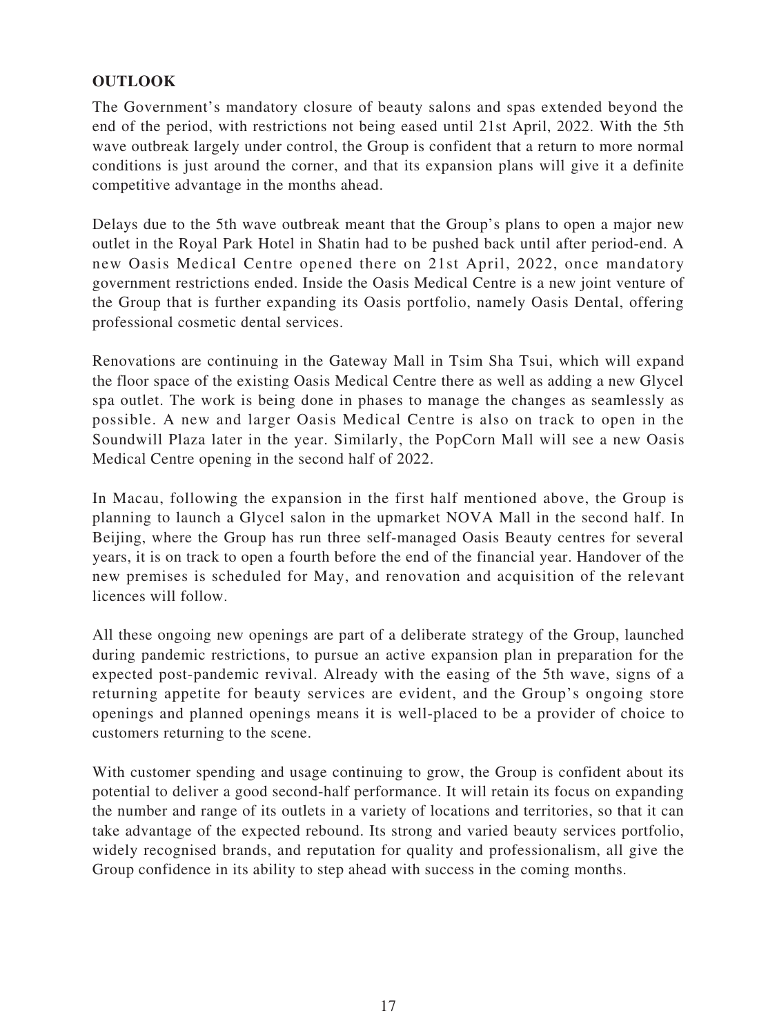## OUTLOOK

The Government's mandatory closure of beauty salons and spas extended beyond the end of the period, with restrictions not being eased until 21st April, 2022. With the 5th wave outbreak largely under control, the Group is confident that a return to more normal conditions is just around the corner, and that its expansion plans will give it a definite competitive advantage in the months ahead.

Delays due to the 5th wave outbreak meant that the Group's plans to open a major new outlet in the Royal Park Hotel in Shatin had to be pushed back until after period-end. A new Oasis Medical Centre opened there on 21st April, 2022, once mandatory government restrictions ended. Inside the Oasis Medical Centre is a new joint venture of the Group that is further expanding its Oasis portfolio, namely Oasis Dental, offering professional cosmetic dental services.

Renovations are continuing in the Gateway Mall in Tsim Sha Tsui, which will expand the floor space of the existing Oasis Medical Centre there as well as adding a new Glycel spa outlet. The work is being done in phases to manage the changes as seamlessly as possible. A new and larger Oasis Medical Centre is also on track to open in the Soundwill Plaza later in the year. Similarly, the PopCorn Mall will see a new Oasis Medical Centre opening in the second half of 2022.

In Macau, following the expansion in the first half mentioned above, the Group is planning to launch a Glycel salon in the upmarket NOVA Mall in the second half. In Beijing, where the Group has run three self-managed Oasis Beauty centres for several years, it is on track to open a fourth before the end of the financial year. Handover of the new premises is scheduled for May, and renovation and acquisition of the relevant licences will follow.

All these ongoing new openings are part of a deliberate strategy of the Group, launched during pandemic restrictions, to pursue an active expansion plan in preparation for the expected post-pandemic revival. Already with the easing of the 5th wave, signs of a returning appetite for beauty services are evident, and the Group's ongoing store openings and planned openings means it is well-placed to be a provider of choice to customers returning to the scene.

With customer spending and usage continuing to grow, the Group is confident about its potential to deliver a good second-half performance. It will retain its focus on expanding the number and range of its outlets in a variety of locations and territories, so that it can take advantage of the expected rebound. Its strong and varied beauty services portfolio, widely recognised brands, and reputation for quality and professionalism, all give the Group confidence in its ability to step ahead with success in the coming months.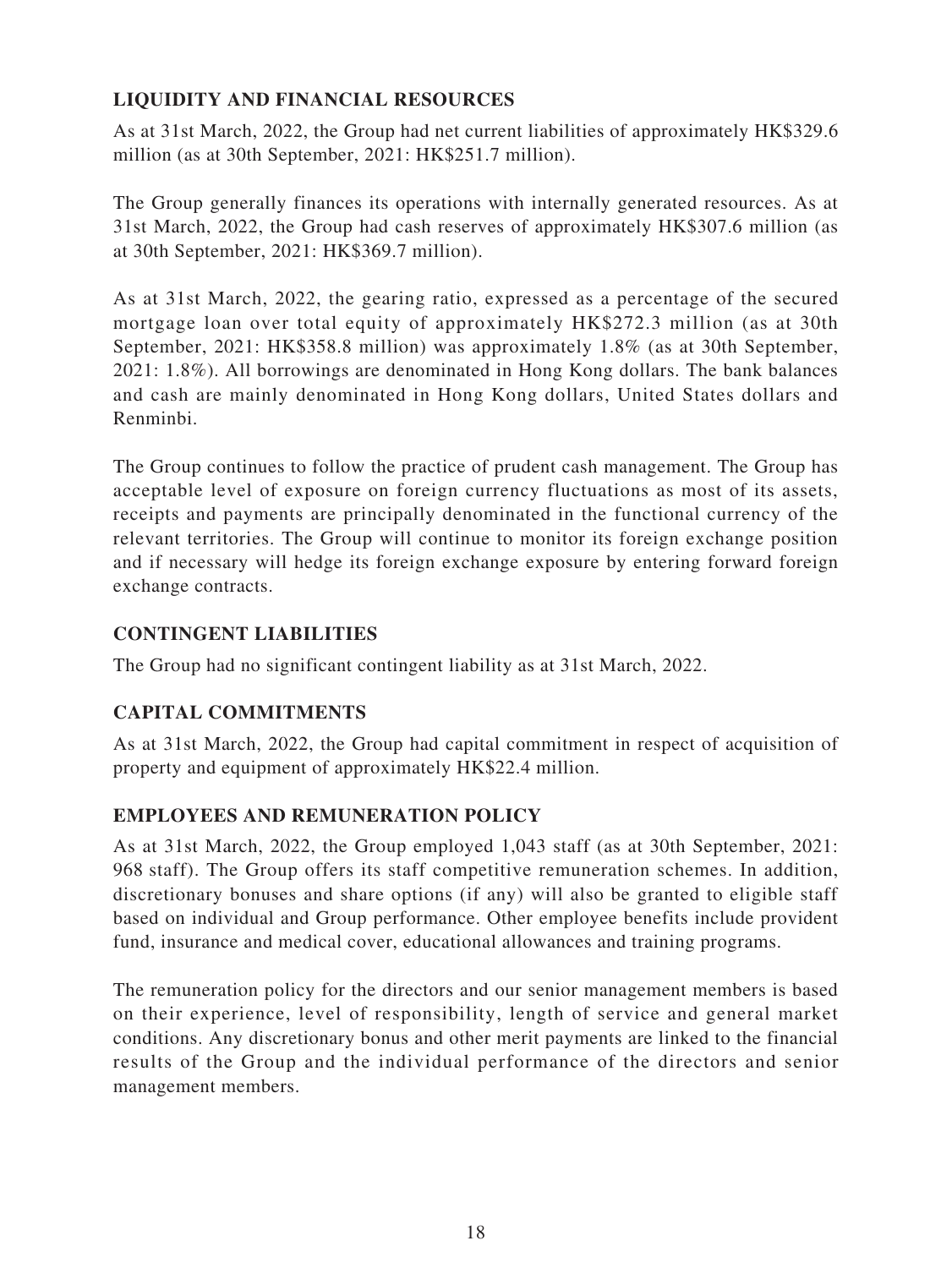## LIQUIDITY AND FINANCIAL RESOURCES

As at 31st March, 2022, the Group had net current liabilities of approximately HK$329.6 million (as at 30th September, 2021: HK$251.7 million).

The Group generally finances its operations with internally generated resources. As at 31st March, 2022, the Group had cash reserves of approximately HK$307.6 million (as at 30th September, 2021: HK$369.7 million).

As at 31st March, 2022, the gearing ratio, expressed as a percentage of the secured mortgage loan over total equity of approximately HK$272.3 million (as at 30th September, 2021: HK$358.8 million) was approximately 1.8% (as at 30th September, 2021: 1.8%). All borrowings are denominated in Hong Kong dollars. The bank balances and cash are mainly denominated in Hong Kong dollars, United States dollars and Renminbi.

The Group continues to follow the practice of prudent cash management. The Group has acceptable level of exposure on foreign currency fluctuations as most of its assets, receipts and payments are principally denominated in the functional currency of the relevant territories. The Group will continue to monitor its foreign exchange position and if necessary will hedge its foreign exchange exposure by entering forward foreign exchange contracts.

## CONTINGENT LIABILITIES

The Group had no significant contingent liability as at 31st March, 2022.

## CAPITAL COMMITMENTS

As at 31st March, 2022, the Group had capital commitment in respect of acquisition of property and equipment of approximately HK$22.4 million.

## EMPLOYEES AND REMUNERATION POLICY

As at 31st March, 2022, the Group employed 1,043 staff (as at 30th September, 2021: 968 staff). The Group offers its staff competitive remuneration schemes. In addition, discretionary bonuses and share options (if any) will also be granted to eligible staff based on individual and Group performance. Other employee benefits include provident fund, insurance and medical cover, educational allowances and training programs.

The remuneration policy for the directors and our senior management members is based on their experience, level of responsibility, length of service and general market conditions. Any discretionary bonus and other merit payments are linked to the financial results of the Group and the individual performance of the directors and senior management members.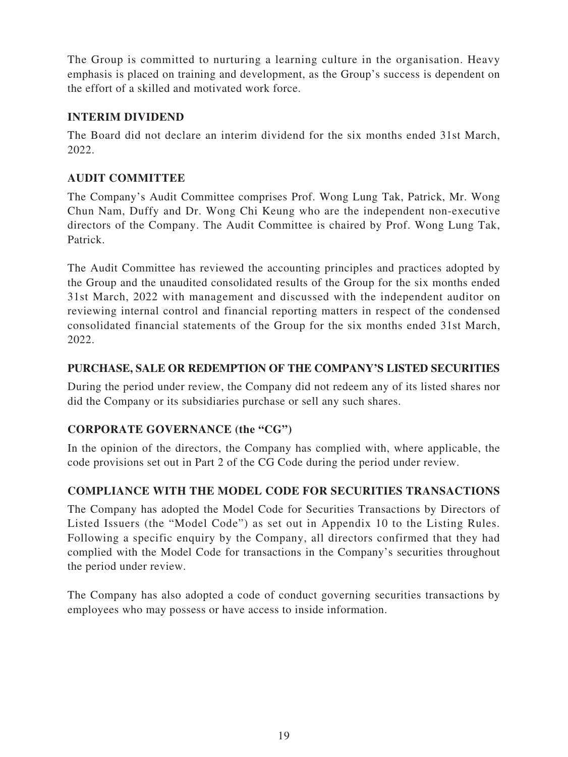The Group is committed to nurturing a learning culture in the organisation. Heavy emphasis is placed on training and development, as the Group's success is dependent on the effort of a skilled and motivated work force.

## INTERIM DIVIDEND

The Board did not declare an interim dividend for the six months ended 31st March, 2022.

## AUDIT COMMITTEE

The Company's Audit Committee comprises Prof. Wong Lung Tak, Patrick, Mr. Wong Chun Nam, Duffy and Dr. Wong Chi Keung who are the independent non-executive directors of the Company. The Audit Committee is chaired by Prof. Wong Lung Tak, Patrick.

The Audit Committee has reviewed the accounting principles and practices adopted by the Group and the unaudited consolidated results of the Group for the six months ended 31st March, 2022 with management and discussed with the independent auditor on reviewing internal control and financial reporting matters in respect of the condensed consolidated financial statements of the Group for the six months ended 31st March, 2022.

## PURCHASE, SALE OR REDEMPTION OF THE COMPANY'S LISTED SECURITIES

During the period under review, the Company did not redeem any of its listed shares nor did the Company or its subsidiaries purchase or sell any such shares.

## CORPORATE GOVERNANCE (the "CG")

In the opinion of the directors, the Company has complied with, where applicable, the code provisions set out in Part 2 of the CG Code during the period under review.

## COMPLIANCE WITH THE MODEL CODE FOR SECURITIES TRANSACTIONS

The Company has adopted the Model Code for Securities Transactions by Directors of Listed Issuers (the "Model Code") as set out in Appendix 10 to the Listing Rules. Following a specific enquiry by the Company, all directors confirmed that they had complied with the Model Code for transactions in the Company's securities throughout the period under review.

The Company has also adopted a code of conduct governing securities transactions by employees who may possess or have access to inside information.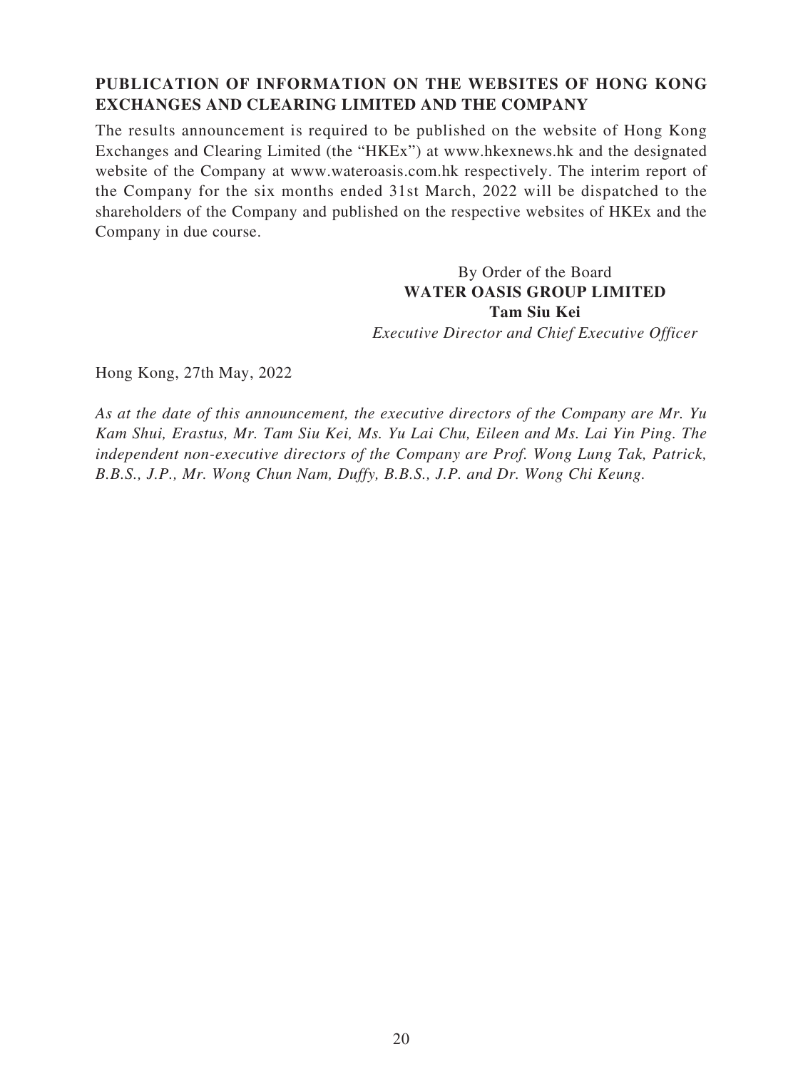**PUBLICATION OF INFORMATION ON THE WEBSITES OF HONG KONG EXCHANGES AND CLEARING LIMITED AND THE COMPANY**

The results announcement is required to be published on the website of Hong Kong Exchanges and Clearing Limited (the "HKEx") at www.hkexnews.hk and the designated website of the Company at www.wateroasis.com.hk respectively. The interim report of the Company for the six months ended 31st March, 2022 will be dispatched to the shareholders of the Company and published on the respective websites of HKEx and the Company in due course.

By Order of the Board
**WATER OASIS GROUP LIMITED**
**Tam Siu Kei**
*Executive Director and Chief Executive Officer*

Hong Kong, 27th May, 2022

*As at the date of this announcement, the executive directors of the Company are Mr. Yu Kam Shui, Erastus, Mr. Tam Siu Kei, Ms. Yu Lai Chu, Eileen and Ms. Lai Yin Ping. The independent non-executive directors of the Company are Prof. Wong Lung Tak, Patrick, B.B.S., J.P., Mr. Wong Chun Nam, Duffy, B.B.S., J.P. and Dr. Wong Chi Keung.*